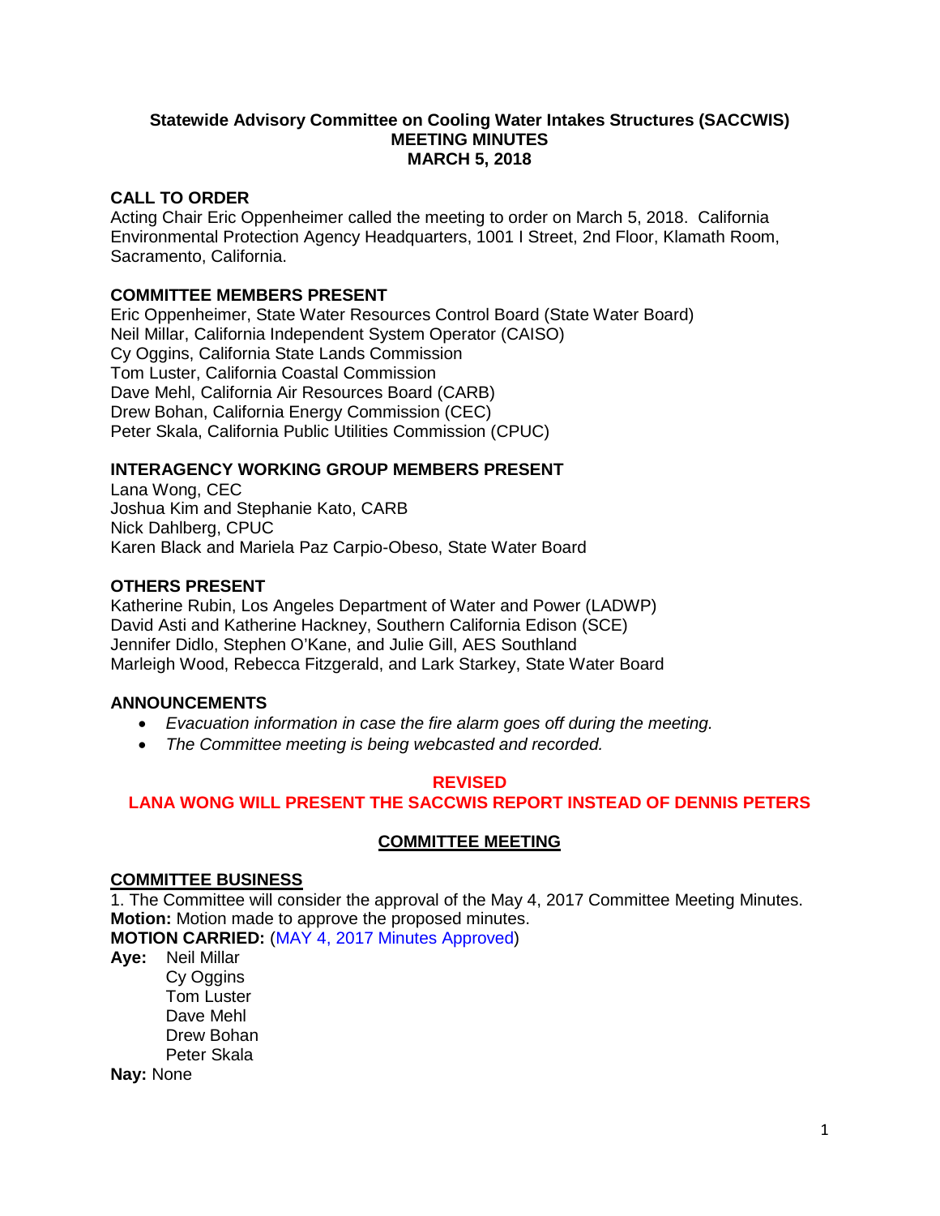# Statewide Advisory Committee on Cooling Water Intakes Structures (SACCWIS)
## MEETING MINUTES
## MARCH 5, 2018

**CALL TO ORDER**

Acting Chair Eric Oppenheimer called the meeting to order on March 5, 2018. California Environmental Protection Agency Headquarters, 1001 I Street, 2nd Floor, Klamath Room, Sacramento, California.

**COMMITTEE MEMBERS PRESENT**

Eric Oppenheimer, State Water Resources Control Board (State Water Board)
Neil Millar, California Independent System Operator (CAISO)
Cy Oggins, California State Lands Commission
Tom Luster, California Coastal Commission
Dave Mehl, California Air Resources Board (CARB)
Drew Bohan, California Energy Commission (CEC)
Peter Skala, California Public Utilities Commission (CPUC)

**INTERAGENCY WORKING GROUP MEMBERS PRESENT**

Lana Wong, CEC
Joshua Kim and Stephanie Kato, CARB
Nick Dahlberg, CPUC
Karen Black and Mariela Paz Carpio-Obeso, State Water Board

**OTHERS PRESENT**

Katherine Rubin, Los Angeles Department of Water and Power (LADWP)
David Asti and Katherine Hackney, Southern California Edison (SCE)
Jennifer Didlo, Stephen O'Kane, and Julie Gill, AES Southland
Marleigh Wood, Rebecca Fitzgerald, and Lark Starkey, State Water Board

**ANNOUNCEMENTS**

- *Evacuation information in case the fire alarm goes off during the meeting.*
- *The Committee meeting is being webcasted and recorded.*

**REVISED**
**LANA WONG WILL PRESENT THE SACCWIS REPORT INSTEAD OF DENNIS PETERS**

**COMMITTEE MEETING**

**COMMITTEE BUSINESS**

1. The Committee will consider the approval of the May 4, 2017 Committee Meeting Minutes.

**Motion:** Motion made to approve the proposed minutes.
**MOTION CARRIED:** (MAY 4, 2017 Minutes Approved)
**Aye:** Neil Millar
Cy Oggins
Tom Luster
Dave Mehl
Drew Bohan
Peter Skala
**Nay:** None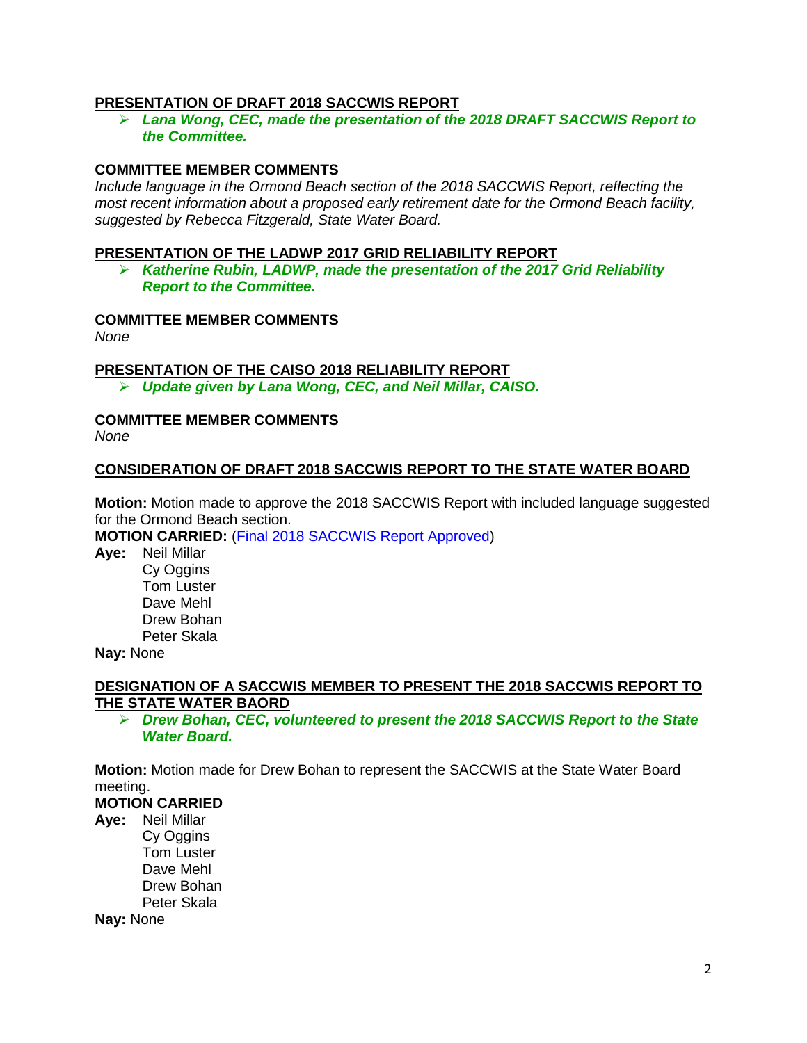**PRESENTATION OF DRAFT 2018 SACCWIS REPORT**

- ***Lana Wong, CEC, made the presentation of the 2018 DRAFT SACCWIS Report to the Committee.***

**COMMITTEE MEMBER COMMENTS**

*Include language in the Ormond Beach section of the 2018 SACCWIS Report, reflecting the most recent information about a proposed early retirement date for the Ormond Beach facility, suggested by Rebecca Fitzgerald, State Water Board.*

**PRESENTATION OF THE LADWP 2017 GRID RELIABILITY REPORT**

- ***Katherine Rubin, LADWP, made the presentation of the 2017 Grid Reliability Report to the Committee.***

**COMMITTEE MEMBER COMMENTS**

*None*

**PRESENTATION OF THE CAISO 2018 RELIABILITY REPORT**

- ***Update given by Lana Wong, CEC, and Neil Millar, CAISO.***

**COMMITTEE MEMBER COMMENTS**

*None*

**CONSIDERATION OF DRAFT 2018 SACCWIS REPORT TO THE STATE WATER BOARD**

**Motion:** Motion made to approve the 2018 SACCWIS Report with included language suggested for the Ormond Beach section.

**MOTION CARRIED:** (Final 2018 SACCWIS Report Approved)

**Aye:** Neil Millar
Cy Oggins
Tom Luster
Dave Mehl
Drew Bohan
Peter Skala

**Nay:** None

**DESIGNATION OF A SACCWIS MEMBER TO PRESENT THE 2018 SACCWIS REPORT TO THE STATE WATER BAORD**

- ***Drew Bohan, CEC, volunteered to present the 2018 SACCWIS Report to the State Water Board.***

**Motion:** Motion made for Drew Bohan to represent the SACCWIS at the State Water Board meeting.

**MOTION CARRIED**

**Aye:** Neil Millar
Cy Oggins
Tom Luster
Dave Mehl
Drew Bohan
Peter Skala

**Nay:** None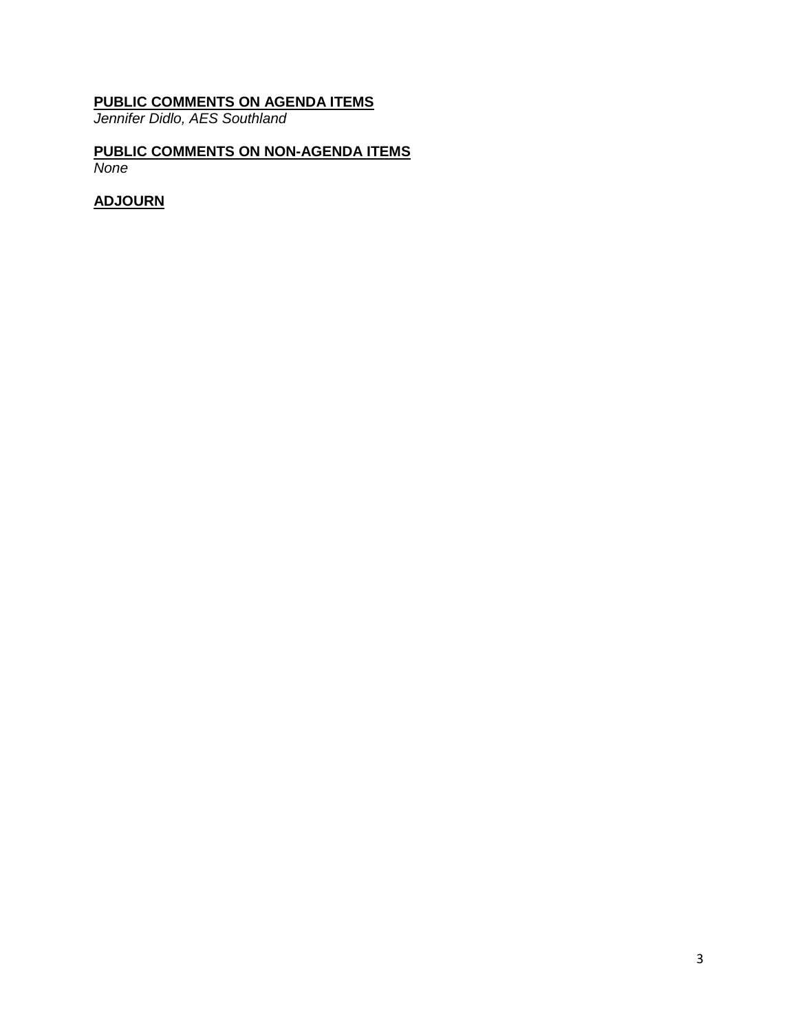**PUBLIC COMMENTS ON AGENDA ITEMS**
*Jennifer Didlo, AES Southland*

**PUBLIC COMMENTS ON NON-AGENDA ITEMS**
*None*

**ADJOURN**